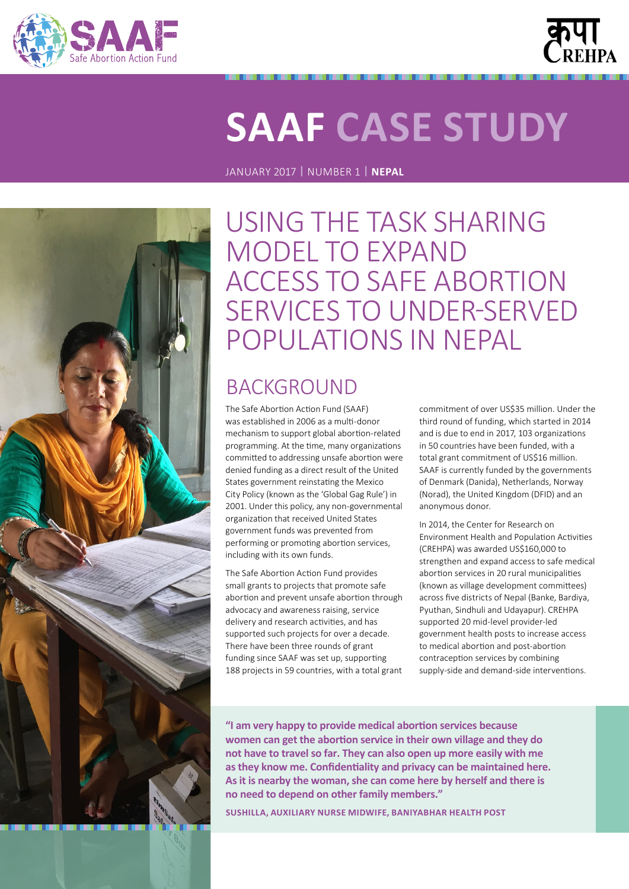# SAAF CASE STUDY

JANUARY 2017 | NUMBER 1 | **NEPAL**

## USING THE TASK SHARING MODEL TO EXPAND ACCESS TO SAFE ABORTION SERVICES TO UNDER-SERVED POPULATIONS IN NEPAL

## BACKGROUND

The Safe Abortion Action Fund (SAAF) was established in 2006 as a multi-donor mechanism to support global abortion-related programming. At the time, many organizations committed to addressing unsafe abortion were denied funding as a direct result of the United States government reinstating the Mexico City Policy (known as the 'Global Gag Rule') in 2001. Under this policy, any non-governmental organization that received United States government funds was prevented from performing or promoting abortion services, including with its own funds.

The Safe Abortion Action Fund provides small grants to projects that promote safe abortion and prevent unsafe abortion through advocacy and awareness raising, service delivery and research activities, and has supported such projects for over a decade. There have been three rounds of grant funding since SAAF was set up, supporting 188 projects in 59 countries, with a total grant commitment of over US$35 million. Under the third round of funding, which started in 2014 and is due to end in 2017, 103 organizations in 50 countries have been funded, with a total grant commitment of US$16 million. SAAF is currently funded by the governments of Denmark (Danida), Netherlands, Norway (Norad), the United Kingdom (DFID) and an anonymous donor.

In 2014, the Center for Research on Environment Health and Population Activities (CREHPA) was awarded US$160,000 to strengthen and expand access to safe medical abortion services in 20 rural municipalities (known as village development committees) across five districts of Nepal (Banke, Bardiya, Pyuthan, Sindhuli and Udayapur). CREHPA supported 20 mid-level provider-led government health posts to increase access to medical abortion and post-abortion contraception services by combining supply-side and demand-side interventions.

> **"I am very happy to provide medical abortion services because women can get the abortion service in their own village and they do not have to travel so far. They can also open up more easily with me as they know me. Confidentiality and privacy can be maintained here. As it is nearby the woman, she can come here by herself and there is no need to depend on other family members."**
>
> **SUSHILLA, AUXILIARY NURSE MIDWIFE, BANIYABHAR HEALTH POST**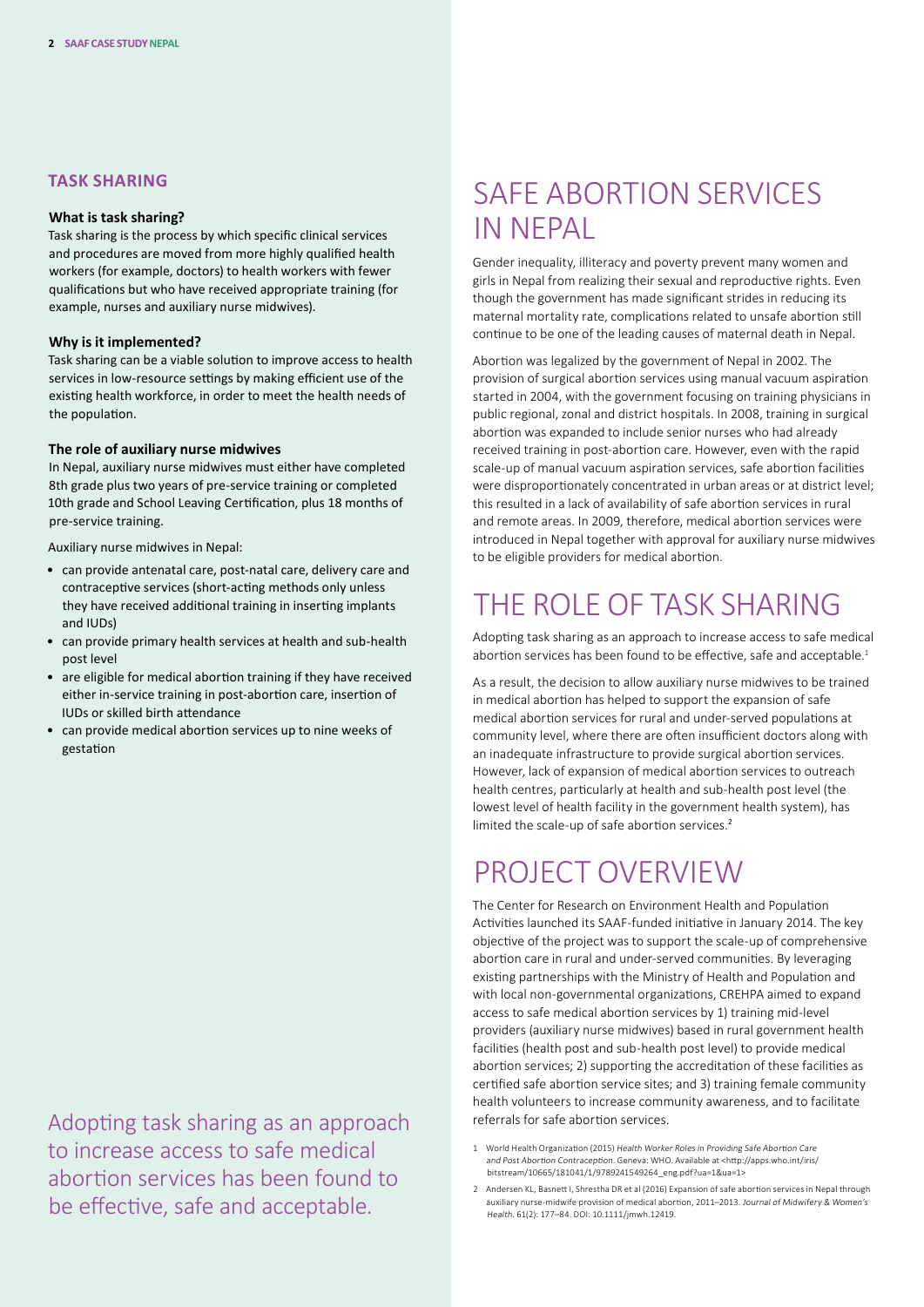## TASK SHARING

### What is task sharing?

Task sharing is the process by which specific clinical services and procedures are moved from more highly qualified health workers (for example, doctors) to health workers with fewer qualifications but who have received appropriate training (for example, nurses and auxiliary nurse midwives).

### Why is it implemented?

Task sharing can be a viable solution to improve access to health services in low-resource settings by making efficient use of the existing health workforce, in order to meet the health needs of the population.

### The role of auxiliary nurse midwives

In Nepal, auxiliary nurse midwives must either have completed 8th grade plus two years of pre-service training or completed 10th grade and School Leaving Certification, plus 18 months of pre-service training.

Auxiliary nurse midwives in Nepal:

- can provide antenatal care, post-natal care, delivery care and contraceptive services (short-acting methods only unless they have received additional training in inserting implants and IUDs)
- can provide primary health services at health and sub-health post level
- are eligible for medical abortion training if they have received either in-service training in post-abortion care, insertion of IUDs or skilled birth attendance
- can provide medical abortion services up to nine weeks of gestation

Adopting task sharing as an approach to increase access to safe medical abortion services has been found to be effective, safe and acceptable.

# SAFE ABORTION SERVICES IN NEPAL

Gender inequality, illiteracy and poverty prevent many women and girls in Nepal from realizing their sexual and reproductive rights. Even though the government has made significant strides in reducing its maternal mortality rate, complications related to unsafe abortion still continue to be one of the leading causes of maternal death in Nepal.

Abortion was legalized by the government of Nepal in 2002. The provision of surgical abortion services using manual vacuum aspiration started in 2004, with the government focusing on training physicians in public regional, zonal and district hospitals. In 2008, training in surgical abortion was expanded to include senior nurses who had already received training in post-abortion care. However, even with the rapid scale-up of manual vacuum aspiration services, safe abortion facilities were disproportionately concentrated in urban areas or at district level; this resulted in a lack of availability of safe abortion services in rural and remote areas. In 2009, therefore, medical abortion services were introduced in Nepal together with approval for auxiliary nurse midwives to be eligible providers for medical abortion.

# THE ROLE OF TASK SHARING

Adopting task sharing as an approach to increase access to safe medical abortion services has been found to be effective, safe and acceptable.[1]

As a result, the decision to allow auxiliary nurse midwives to be trained in medical abortion has helped to support the expansion of safe medical abortion services for rural and under-served populations at community level, where there are often insufficient doctors along with an inadequate infrastructure to provide surgical abortion services. However, lack of expansion of medical abortion services to outreach health centres, particularly at health and sub-health post level (the lowest level of health facility in the government health system), has limited the scale-up of safe abortion services.[2]

# PROJECT OVERVIEW

The Center for Research on Environment Health and Population Activities launched its SAAF-funded initiative in January 2014. The key objective of the project was to support the scale-up of comprehensive abortion care in rural and under-served communities. By leveraging existing partnerships with the Ministry of Health and Population and with local non-governmental organizations, CREHPA aimed to expand access to safe medical abortion services by 1) training mid-level providers (auxiliary nurse midwives) based in rural government health facilities (health post and sub-health post level) to provide medical abortion services; 2) supporting the accreditation of these facilities as certified safe abortion service sites; and 3) training female community health volunteers to increase community awareness, and to facilitate referrals for safe abortion services.

1 World Health Organization (2015) *Health Worker Roles in Providing Safe Abortion Care and Post Abortion Contraception*. Geneva: WHO. Available at <http://apps.who.int/iris/bitstream/10665/181041/1/9789241549264_eng.pdf?ua=1&ua=1>

2 Andersen KL, Basnett I, Shrestha DR et al (2016) Expansion of safe abortion services in Nepal through auxiliary nurse-midwife provision of medical abortion, 2011–2013. *Journal of Midwifery & Women's Health*. 61(2): 177–84. DOI: 10.1111/jmwh.12419.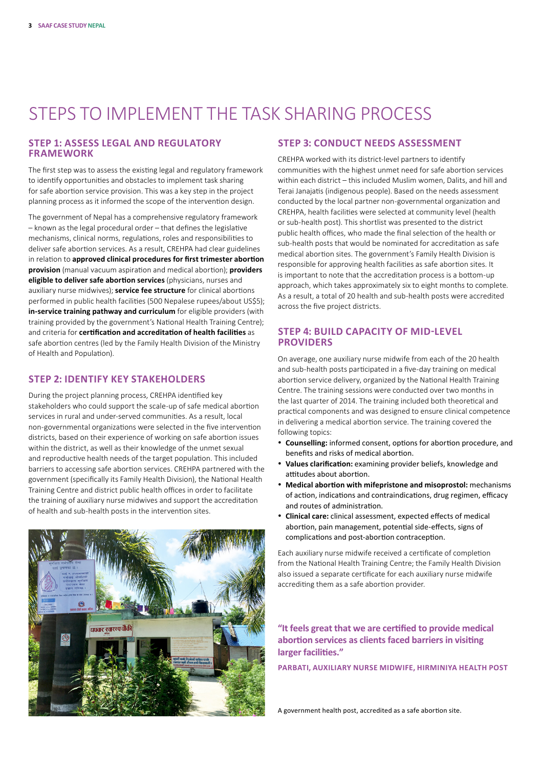# STEPS TO IMPLEMENT THE TASK SHARING PROCESS

## STEP 1: ASSESS LEGAL AND REGULATORY FRAMEWORK

The first step was to assess the existing legal and regulatory framework to identify opportunities and obstacles to implement task sharing for safe abortion service provision. This was a key step in the project planning process as it informed the scope of the intervention design.

The government of Nepal has a comprehensive regulatory framework – known as the legal procedural order – that defines the legislative mechanisms, clinical norms, regulations, roles and responsibilities to deliver safe abortion services. As a result, CREHPA had clear guidelines in relation to **approved clinical procedures for first trimester abortion provision** (manual vacuum aspiration and medical abortion); **providers eligible to deliver safe abortion services** (physicians, nurses and auxiliary nurse midwives); **service fee structure** for clinical abortions performed in public health facilities (500 Nepalese rupees/about US$5); **in-service training pathway and curriculum** for eligible providers (with training provided by the government's National Health Training Centre); and criteria for **certification and accreditation of health facilities** as safe abortion centres (led by the Family Health Division of the Ministry of Health and Population).

## STEP 2: IDENTIFY KEY STAKEHOLDERS

During the project planning process, CREHPA identified key stakeholders who could support the scale-up of safe medical abortion services in rural and under-served communities. As a result, local non-governmental organizations were selected in the five intervention districts, based on their experience of working on safe abortion issues within the district, as well as their knowledge of the unmet sexual and reproductive health needs of the target population. This included barriers to accessing safe abortion services. CREHPA partnered with the government (specifically its Family Health Division), the National Health Training Centre and district public health offices in order to facilitate the training of auxiliary nurse midwives and support the accreditation of health and sub-health posts in the intervention sites.

A government health post, accredited as a safe abortion site.

## STEP 3: CONDUCT NEEDS ASSESSMENT

CREHPA worked with its district-level partners to identify communities with the highest unmet need for safe abortion services within each district – this included Muslim women, Dalits, and hill and Terai Janajatis (indigenous people). Based on the needs assessment conducted by the local partner non-governmental organization and CREHPA, health facilities were selected at community level (health or sub-health post). This shortlist was presented to the district public health offices, who made the final selection of the health or sub-health posts that would be nominated for accreditation as safe medical abortion sites. The government's Family Health Division is responsible for approving health facilities as safe abortion sites. It is important to note that the accreditation process is a bottom-up approach, which takes approximately six to eight months to complete. As a result, a total of 20 health and sub-health posts were accredited across the five project districts.

## STEP 4: BUILD CAPACITY OF MID-LEVEL PROVIDERS

On average, one auxiliary nurse midwife from each of the 20 health and sub-health posts participated in a five-day training on medical abortion service delivery, organized by the National Health Training Centre. The training sessions were conducted over two months in the last quarter of 2014. The training included both theoretical and practical components and was designed to ensure clinical competence in delivering a medical abortion service. The training covered the following topics:

- **Counselling:** informed consent, options for abortion procedure, and benefits and risks of medical abortion.
- **Values clarification:** examining provider beliefs, knowledge and attitudes about abortion.
- **Medical abortion with mifepristone and misoprostol:** mechanisms of action, indications and contraindications, drug regimen, efficacy and routes of administration.
- **Clinical care:** clinical assessment, expected effects of medical abortion, pain management, potential side-effects, signs of complications and post-abortion contraception.

Each auxiliary nurse midwife received a certificate of completion from the National Health Training Centre; the Family Health Division also issued a separate certificate for each auxiliary nurse midwife accrediting them as a safe abortion provider.

> **"It feels great that we are certified to provide medical abortion services as clients faced barriers in visiting larger facilities."**
>
> **PARBATI, AUXILIARY NURSE MIDWIFE, HIRMINIYA HEALTH POST**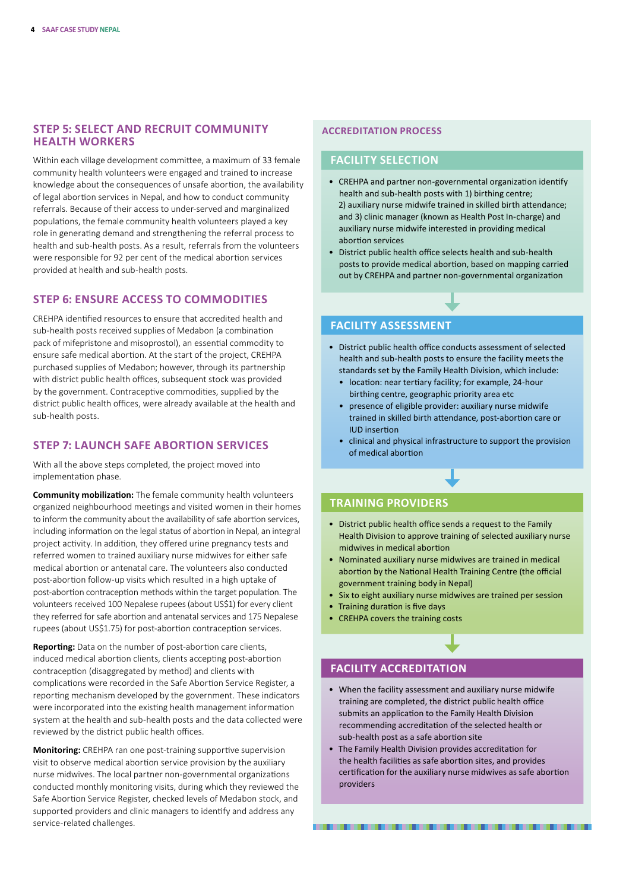## STEP 5: SELECT AND RECRUIT COMMUNITY HEALTH WORKERS

Within each village development committee, a maximum of 33 female community health volunteers were engaged and trained to increase knowledge about the consequences of unsafe abortion, the availability of legal abortion services in Nepal, and how to conduct community referrals. Because of their access to under-served and marginalized populations, the female community health volunteers played a key role in generating demand and strengthening the referral process to health and sub-health posts. As a result, referrals from the volunteers were responsible for 92 per cent of the medical abortion services provided at health and sub-health posts.

## STEP 6: ENSURE ACCESS TO COMMODITIES

CREHPA identified resources to ensure that accredited health and sub-health posts received supplies of Medabon (a combination pack of mifepristone and misoprostol), an essential commodity to ensure safe medical abortion. At the start of the project, CREHPA purchased supplies of Medabon; however, through its partnership with district public health offices, subsequent stock was provided by the government. Contraceptive commodities, supplied by the district public health offices, were already available at the health and sub-health posts.

## STEP 7: LAUNCH SAFE ABORTION SERVICES

With all the above steps completed, the project moved into implementation phase.

**Community mobilization:** The female community health volunteers organized neighbourhood meetings and visited women in their homes to inform the community about the availability of safe abortion services, including information on the legal status of abortion in Nepal, an integral project activity. In addition, they offered urine pregnancy tests and referred women to trained auxiliary nurse midwives for either safe medical abortion or antenatal care. The volunteers also conducted post-abortion follow-up visits which resulted in a high uptake of post-abortion contraception methods within the target population. The volunteers received 100 Nepalese rupees (about US$1) for every client they referred for safe abortion and antenatal services and 175 Nepalese rupees (about US$1.75) for post-abortion contraception services.

**Reporting:** Data on the number of post-abortion care clients, induced medical abortion clients, clients accepting post-abortion contraception (disaggregated by method) and clients with complications were recorded in the Safe Abortion Service Register, a reporting mechanism developed by the government. These indicators were incorporated into the existing health management information system at the health and sub-health posts and the data collected were reviewed by the district public health offices.

**Monitoring:** CREHPA ran one post-training supportive supervision visit to observe medical abortion service provision by the auxiliary nurse midwives. The local partner non-governmental organizations conducted monthly monitoring visits, during which they reviewed the Safe Abortion Service Register, checked levels of Medabon stock, and supported providers and clinic managers to identify and address any service-related challenges.

### ACCREDITATION PROCESS

#### FACILITY SELECTION

- CREHPA and partner non-governmental organization identify health and sub-health posts with 1) birthing centre; 2) auxiliary nurse midwife trained in skilled birth attendance; and 3) clinic manager (known as Health Post In-charge) and auxiliary nurse midwife interested in providing medical abortion services
- District public health office selects health and sub-health posts to provide medical abortion, based on mapping carried out by CREHPA and partner non-governmental organization

#### FACILITY ASSESSMENT

- District public health office conducts assessment of selected health and sub-health posts to ensure the facility meets the standards set by the Family Health Division, which include:
  - location: near tertiary facility; for example, 24-hour birthing centre, geographic priority area etc
  - presence of eligible provider: auxiliary nurse midwife trained in skilled birth attendance, post-abortion care or IUD insertion
  - clinical and physical infrastructure to support the provision of medical abortion

#### TRAINING PROVIDERS

- District public health office sends a request to the Family Health Division to approve training of selected auxiliary nurse midwives in medical abortion
- Nominated auxiliary nurse midwives are trained in medical abortion by the National Health Training Centre (the official government training body in Nepal)
- Six to eight auxiliary nurse midwives are trained per session
- Training duration is five days
- CREHPA covers the training costs

#### FACILITY ACCREDITATION

- When the facility assessment and auxiliary nurse midwife training are completed, the district public health office submits an application to the Family Health Division recommending accreditation of the selected health or sub-health post as a safe abortion site
- The Family Health Division provides accreditation for the health facilities as safe abortion sites, and provides certification for the auxiliary nurse midwives as safe abortion providers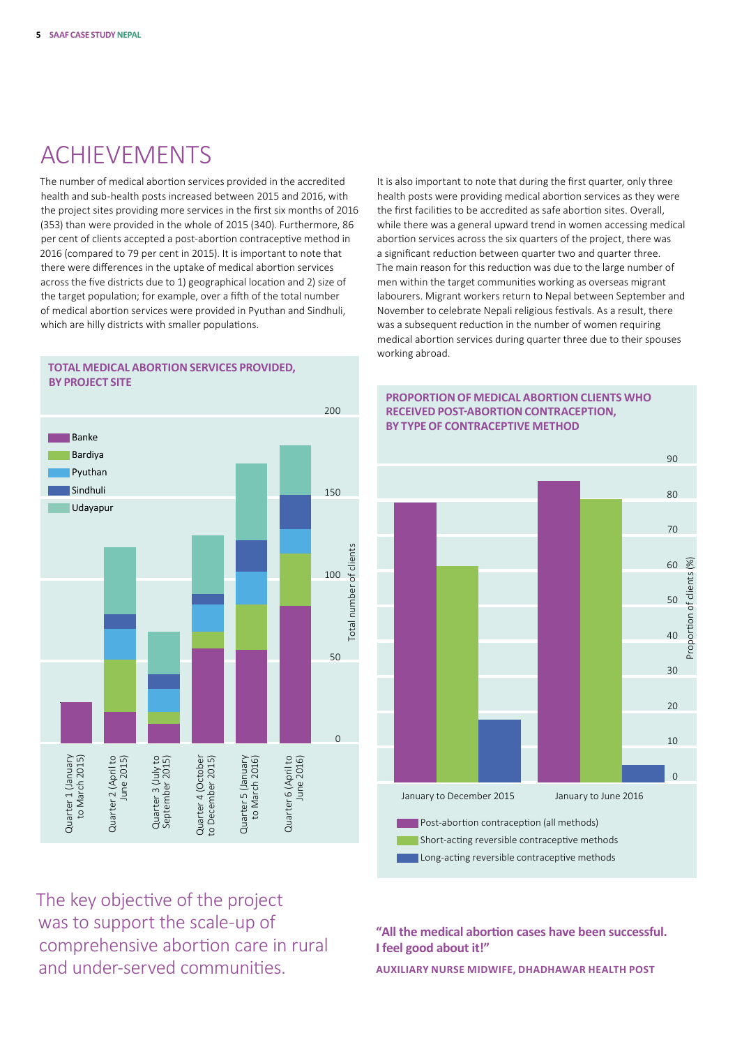# ACHIEVEMENTS

The number of medical abortion services provided in the accredited health and sub-health posts increased between 2015 and 2016, with the project sites providing more services in the first six months of 2016 (353) than were provided in the whole of 2015 (340). Furthermore, 86 per cent of clients accepted a post-abortion contraceptive method in 2016 (compared to 79 per cent in 2015). It is important to note that there were differences in the uptake of medical abortion services across the five districts due to 1) geographical location and 2) size of the target population; for example, over a fifth of the total number of medical abortion services were provided in Pyuthan and Sindhuli, which are hilly districts with smaller populations.

It is also important to note that during the first quarter, only three health posts were providing medical abortion services as they were the first facilities to be accredited as safe abortion sites. Overall, while there was a general upward trend in women accessing medical abortion services across the six quarters of the project, there was a significant reduction between quarter two and quarter three. The main reason for this reduction was due to the large number of men within the target communities working as overseas migrant labourers. Migrant workers return to Nepal between September and November to celebrate Nepali religious festivals. As a result, there was a subsequent reduction in the number of women requiring medical abortion services during quarter three due to their spouses working abroad.

**TOTAL MEDICAL ABORTION SERVICES PROVIDED, BY PROJECT SITE**

Legend: Banke, Bardiya, Pyuthan, Sindhuli, Udayapur

Y-axis: Total number of clients (0, 50, 100, 150, 200)

X-axis: Quarter 1 (January to March 2015); Quarter 2 (April to June 2015); Quarter 3 (July to September 2015); Quarter 4 (October to December 2015); Quarter 5 (January to March 2016); Quarter 6 (April to June 2016)

**PROPORTION OF MEDICAL ABORTION CLIENTS WHO RECEIVED POST-ABORTION CONTRACEPTION, BY TYPE OF CONTRACEPTIVE METHOD**

Y-axis: Proportion of clients (%) (0–90)

X-axis: January to December 2015; January to June 2016

Legend: Post-abortion contraception (all methods); Short-acting reversible contraceptive methods; Long-acting reversible contraceptive methods

The key objective of the project was to support the scale-up of comprehensive abortion care in rural and under-served communities.

**"All the medical abortion cases have been successful. I feel good about it!"**

**AUXILIARY NURSE MIDWIFE, DHADHAWAR HEALTH POST**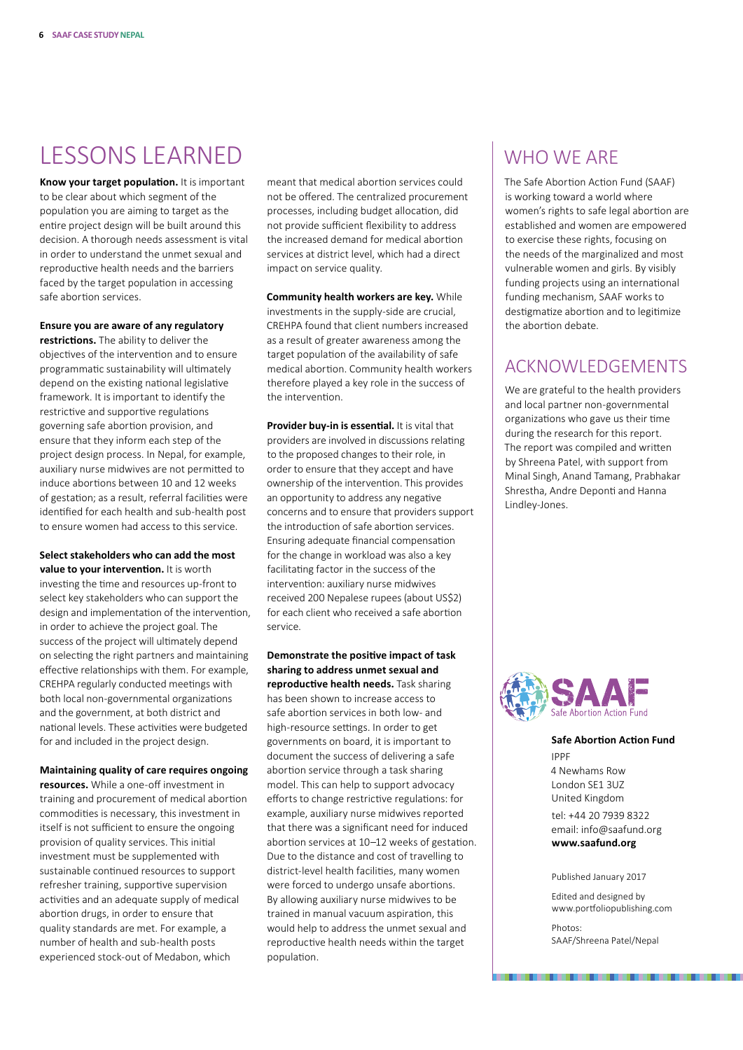# LESSONS LEARNED

**Know your target population.** It is important to be clear about which segment of the population you are aiming to target as the entire project design will be built around this decision. A thorough needs assessment is vital in order to understand the unmet sexual and reproductive health needs and the barriers faced by the target population in accessing safe abortion services.

**Ensure you are aware of any regulatory restrictions.** The ability to deliver the objectives of the intervention and to ensure programmatic sustainability will ultimately depend on the existing national legislative framework. It is important to identify the restrictive and supportive regulations governing safe abortion provision, and ensure that they inform each step of the project design process. In Nepal, for example, auxiliary nurse midwives are not permitted to induce abortions between 10 and 12 weeks of gestation; as a result, referral facilities were identified for each health and sub-health post to ensure women had access to this service.

**Select stakeholders who can add the most value to your intervention.** It is worth investing the time and resources up-front to select key stakeholders who can support the design and implementation of the intervention, in order to achieve the project goal. The success of the project will ultimately depend on selecting the right partners and maintaining effective relationships with them. For example, CREHPA regularly conducted meetings with both local non-governmental organizations and the government, at both district and national levels. These activities were budgeted for and included in the project design.

**Maintaining quality of care requires ongoing resources.** While a one-off investment in training and procurement of medical abortion commodities is necessary, this investment in itself is not sufficient to ensure the ongoing provision of quality services. This initial investment must be supplemented with sustainable continued resources to support refresher training, supportive supervision activities and an adequate supply of medical abortion drugs, in order to ensure that quality standards are met. For example, a number of health and sub-health posts experienced stock-out of Medabon, which meant that medical abortion services could not be offered. The centralized procurement processes, including budget allocation, did not provide sufficient flexibility to address the increased demand for medical abortion services at district level, which had a direct impact on service quality.

**Community health workers are key.** While investments in the supply-side are crucial, CREHPA found that client numbers increased as a result of greater awareness among the target population of the availability of safe medical abortion. Community health workers therefore played a key role in the success of the intervention.

**Provider buy-in is essential.** It is vital that providers are involved in discussions relating to the proposed changes to their role, in order to ensure that they accept and have ownership of the intervention. This provides an opportunity to address any negative concerns and to ensure that providers support the introduction of safe abortion services. Ensuring adequate financial compensation for the change in workload was also a key facilitating factor in the success of the intervention: auxiliary nurse midwives received 200 Nepalese rupees (about US$2) for each client who received a safe abortion service.

**Demonstrate the positive impact of task sharing to address unmet sexual and reproductive health needs.** Task sharing has been shown to increase access to safe abortion services in both low- and high-resource settings. In order to get governments on board, it is important to document the success of delivering a safe abortion service through a task sharing model. This can help to support advocacy efforts to change restrictive regulations: for example, auxiliary nurse midwives reported that there was a significant need for induced abortion services at 10–12 weeks of gestation. Due to the distance and cost of travelling to district-level health facilities, many women were forced to undergo unsafe abortions. By allowing auxiliary nurse midwives to be trained in manual vacuum aspiration, this would help to address the unmet sexual and reproductive health needs within the target population.

# WHO WE ARE

The Safe Abortion Action Fund (SAAF) is working toward a world where women's rights to safe legal abortion are established and women are empowered to exercise these rights, focusing on the needs of the marginalized and most vulnerable women and girls. By visibly funding projects using an international funding mechanism, SAAF works to destigmatize abortion and to legitimize the abortion debate.

# ACKNOWLEDGEMENTS

We are grateful to the health providers and local partner non-governmental organizations who gave us their time during the research for this report. The report was compiled and written by Shreena Patel, with support from Minal Singh, Anand Tamang, Prabhakar Shrestha, Andre Deponti and Hanna Lindley-Jones.

SAAF Safe Abortion Action Fund

**Safe Abortion Action Fund**
IPPF
4 Newhams Row
London SE1 3UZ
United Kingdom
tel: +44 20 7939 8322
email: info@saafund.org
**www.saafund.org**

Published January 2017

Edited and designed by www.portfoliopublishing.com

Photos:
SAAF/Shreena Patel/Nepal